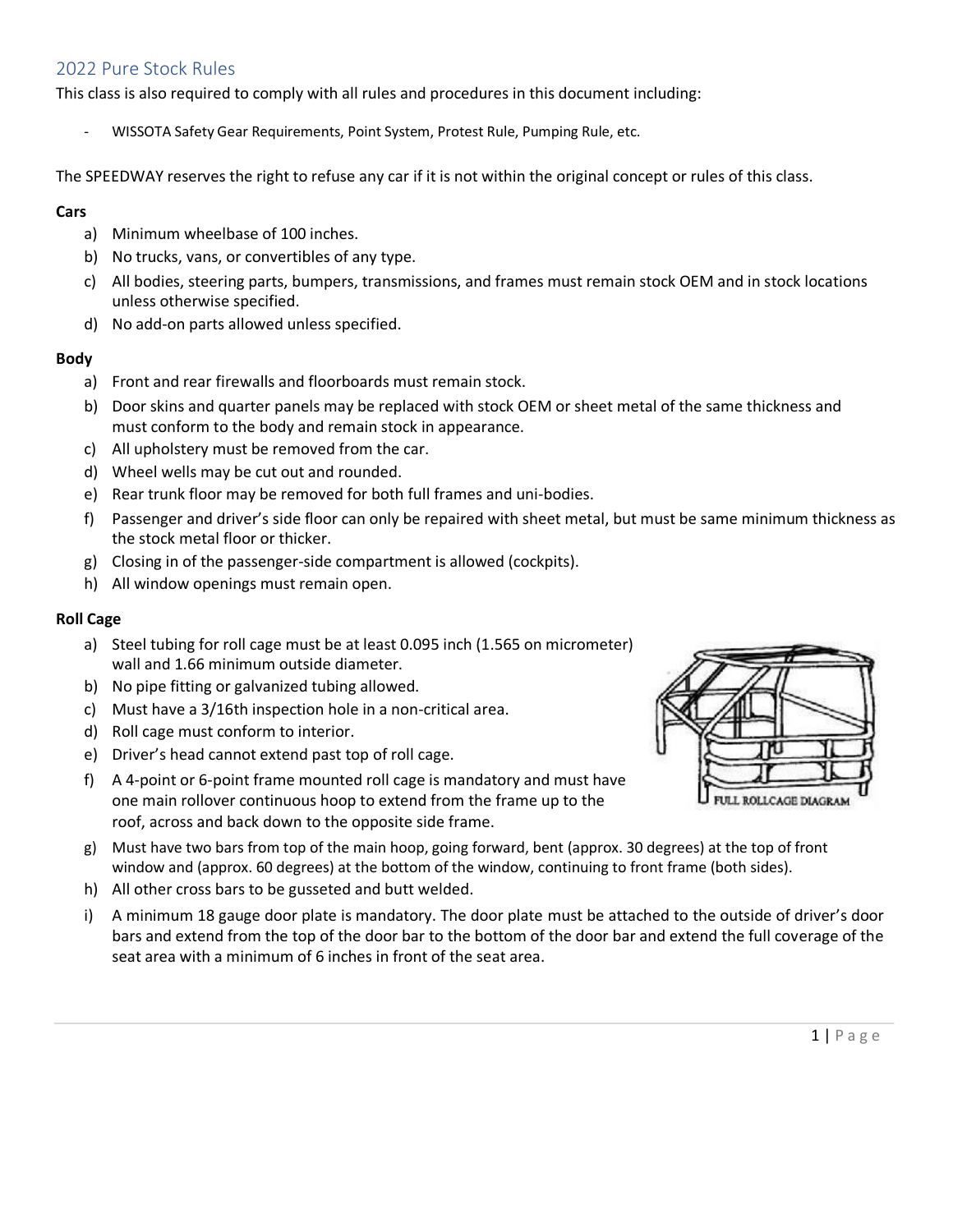## 2022 Pure Stock Rules

This class is also required to comply with all rules and procedures in this document including:

- WISSOTA Safety Gear Requirements, Point System, Protest Rule, Pumping Rule, etc.

The SPEEDWAY reserves the right to refuse any car if it is not within the original concept or rules of this class.

**Cars**

a) Minimum wheelbase of 100 inches.
b) No trucks, vans, or convertibles of any type.
c) All bodies, steering parts, bumpers, transmissions, and frames must remain stock OEM and in stock locations unless otherwise specified.
d) No add-on parts allowed unless specified.

**Body**

a) Front and rear firewalls and floorboards must remain stock.
b) Door skins and quarter panels may be replaced with stock OEM or sheet metal of the same thickness and must conform to the body and remain stock in appearance.
c) All upholstery must be removed from the car.
d) Wheel wells may be cut out and rounded.
e) Rear trunk floor may be removed for both full frames and uni-bodies.
f) Passenger and driver's side floor can only be repaired with sheet metal, but must be same minimum thickness as the stock metal floor or thicker.
g) Closing in of the passenger-side compartment is allowed (cockpits).
h) All window openings must remain open.

**Roll Cage**

a) Steel tubing for roll cage must be at least 0.095 inch (1.565 on micrometer) wall and 1.66 minimum outside diameter.
b) No pipe fitting or galvanized tubing allowed.
c) Must have a 3/16th inspection hole in a non-critical area.
d) Roll cage must conform to interior.
e) Driver's head cannot extend past top of roll cage.
f) A 4-point or 6-point frame mounted roll cage is mandatory and must have one main rollover continuous hoop to extend from the frame up to the roof, across and back down to the opposite side frame.
g) Must have two bars from top of the main hoop, going forward, bent (approx. 30 degrees) at the top of front window and (approx. 60 degrees) at the bottom of the window, continuing to front frame (both sides).
h) All other cross bars to be gusseted and butt welded.
i) A minimum 18 gauge door plate is mandatory. The door plate must be attached to the outside of driver's door bars and extend from the top of the door bar to the bottom of the door bar and extend the full coverage of the seat area with a minimum of 6 inches in front of the seat area.

FULL ROLLCAGE DIAGRAM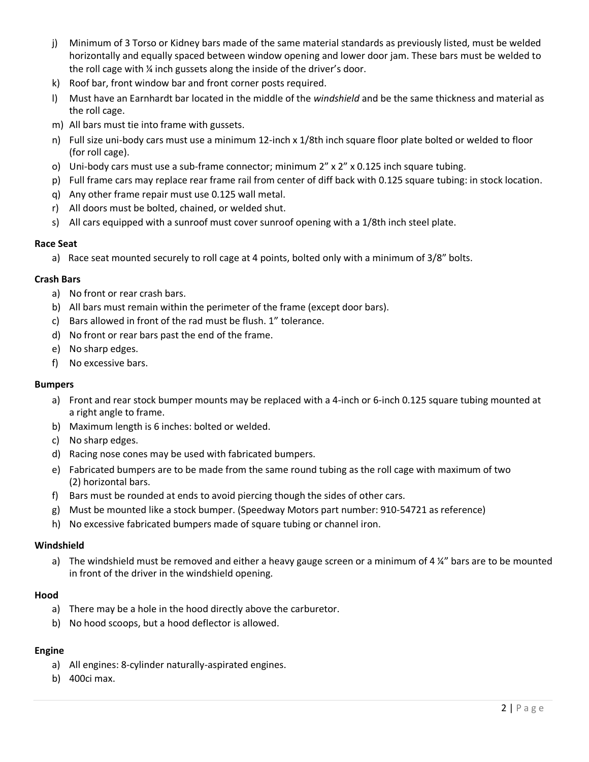j) Minimum of 3 Torso or Kidney bars made of the same material standards as previously listed, must be welded horizontally and equally spaced between window opening and lower door jam. These bars must be welded to the roll cage with ¼ inch gussets along the inside of the driver's door.

k) Roof bar, front window bar and front corner posts required.

l) Must have an Earnhardt bar located in the middle of the *windshield* and be the same thickness and material as the roll cage.

m) All bars must tie into frame with gussets.

n) Full size uni-body cars must use a minimum 12-inch x 1/8th inch square floor plate bolted or welded to floor (for roll cage).

o) Uni-body cars must use a sub-frame connector; minimum 2" x 2" x 0.125 inch square tubing.

p) Full frame cars may replace rear frame rail from center of diff back with 0.125 square tubing: in stock location.

q) Any other frame repair must use 0.125 wall metal.

r) All doors must be bolted, chained, or welded shut.

s) All cars equipped with a sunroof must cover sunroof opening with a 1/8th inch steel plate.

**Race Seat**

a) Race seat mounted securely to roll cage at 4 points, bolted only with a minimum of 3/8" bolts.

**Crash Bars**

a) No front or rear crash bars.
b) All bars must remain within the perimeter of the frame (except door bars).
c) Bars allowed in front of the rad must be flush. 1" tolerance.
d) No front or rear bars past the end of the frame.
e) No sharp edges.
f) No excessive bars.

**Bumpers**

a) Front and rear stock bumper mounts may be replaced with a 4-inch or 6-inch 0.125 square tubing mounted at a right angle to frame.
b) Maximum length is 6 inches: bolted or welded.
c) No sharp edges.
d) Racing nose cones may be used with fabricated bumpers.
e) Fabricated bumpers are to be made from the same round tubing as the roll cage with maximum of two (2) horizontal bars.
f) Bars must be rounded at ends to avoid piercing though the sides of other cars.
g) Must be mounted like a stock bumper. (Speedway Motors part number: 910-54721 as reference)
h) No excessive fabricated bumpers made of square tubing or channel iron.

**Windshield**

a) The windshield must be removed and either a heavy gauge screen or a minimum of 4 ¼" bars are to be mounted in front of the driver in the windshield opening.

**Hood**

a) There may be a hole in the hood directly above the carburetor.
b) No hood scoops, but a hood deflector is allowed.

**Engine**

a) All engines: 8-cylinder naturally-aspirated engines.
b) 400ci max.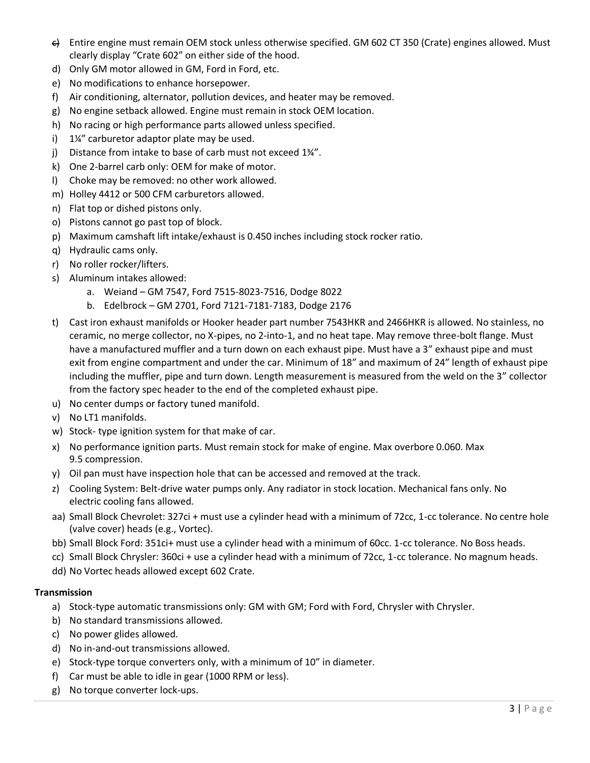c) Entire engine must remain OEM stock unless otherwise specified. GM 602 CT 350 (Crate) engines allowed. Must clearly display "Crate 602" on either side of the hood.
d) Only GM motor allowed in GM, Ford in Ford, etc.
e) No modifications to enhance horsepower.
f) Air conditioning, alternator, pollution devices, and heater may be removed.
g) No engine setback allowed. Engine must remain in stock OEM location.
h) No racing or high performance parts allowed unless specified.
i) 1¼" carburetor adaptor plate may be used.
j) Distance from intake to base of carb must not exceed 1¾".
k) One 2-barrel carb only: OEM for make of motor.
l) Choke may be removed: no other work allowed.
m) Holley 4412 or 500 CFM carburetors allowed.
n) Flat top or dished pistons only.
o) Pistons cannot go past top of block.
p) Maximum camshaft lift intake/exhaust is 0.450 inches including stock rocker ratio.
q) Hydraulic cams only.
r) No roller rocker/lifters.
s) Aluminum intakes allowed:
    a. Weiand – GM 7547, Ford 7515-8023-7516, Dodge 8022
    b. Edelbrock – GM 2701, Ford 7121-7181-7183, Dodge 2176
t) Cast iron exhaust manifolds or Hooker header part number 7543HKR and 2466HKR is allowed. No stainless, no ceramic, no merge collector, no X-pipes, no 2-into-1, and no heat tape. May remove three-bolt flange. Must have a manufactured muffler and a turn down on each exhaust pipe. Must have a 3" exhaust pipe and must exit from engine compartment and under the car. Minimum of 18" and maximum of 24" length of exhaust pipe including the muffler, pipe and turn down. Length measurement is measured from the weld on the 3" collector from the factory spec header to the end of the completed exhaust pipe.
u) No center dumps or factory tuned manifold.
v) No LT1 manifolds.
w) Stock- type ignition system for that make of car.
x) No performance ignition parts. Must remain stock for make of engine. Max overbore 0.060. Max 9.5 compression.
y) Oil pan must have inspection hole that can be accessed and removed at the track.
z) Cooling System: Belt-drive water pumps only. Any radiator in stock location. Mechanical fans only. No electric cooling fans allowed.
aa) Small Block Chevrolet: 327ci + must use a cylinder head with a minimum of 72cc, 1-cc tolerance. No centre hole (valve cover) heads (e.g., Vortec).
bb) Small Block Ford: 351ci+ must use a cylinder head with a minimum of 60cc. 1-cc tolerance. No Boss heads.
cc) Small Block Chrysler: 360ci + use a cylinder head with a minimum of 72cc, 1-cc tolerance. No magnum heads.
dd) No Vortec heads allowed except 602 Crate.

**Transmission**

a) Stock-type automatic transmissions only: GM with GM; Ford with Ford, Chrysler with Chrysler.
b) No standard transmissions allowed.
c) No power glides allowed.
d) No in-and-out transmissions allowed.
e) Stock-type torque converters only, with a minimum of 10" in diameter.
f) Car must be able to idle in gear (1000 RPM or less).
g) No torque converter lock-ups.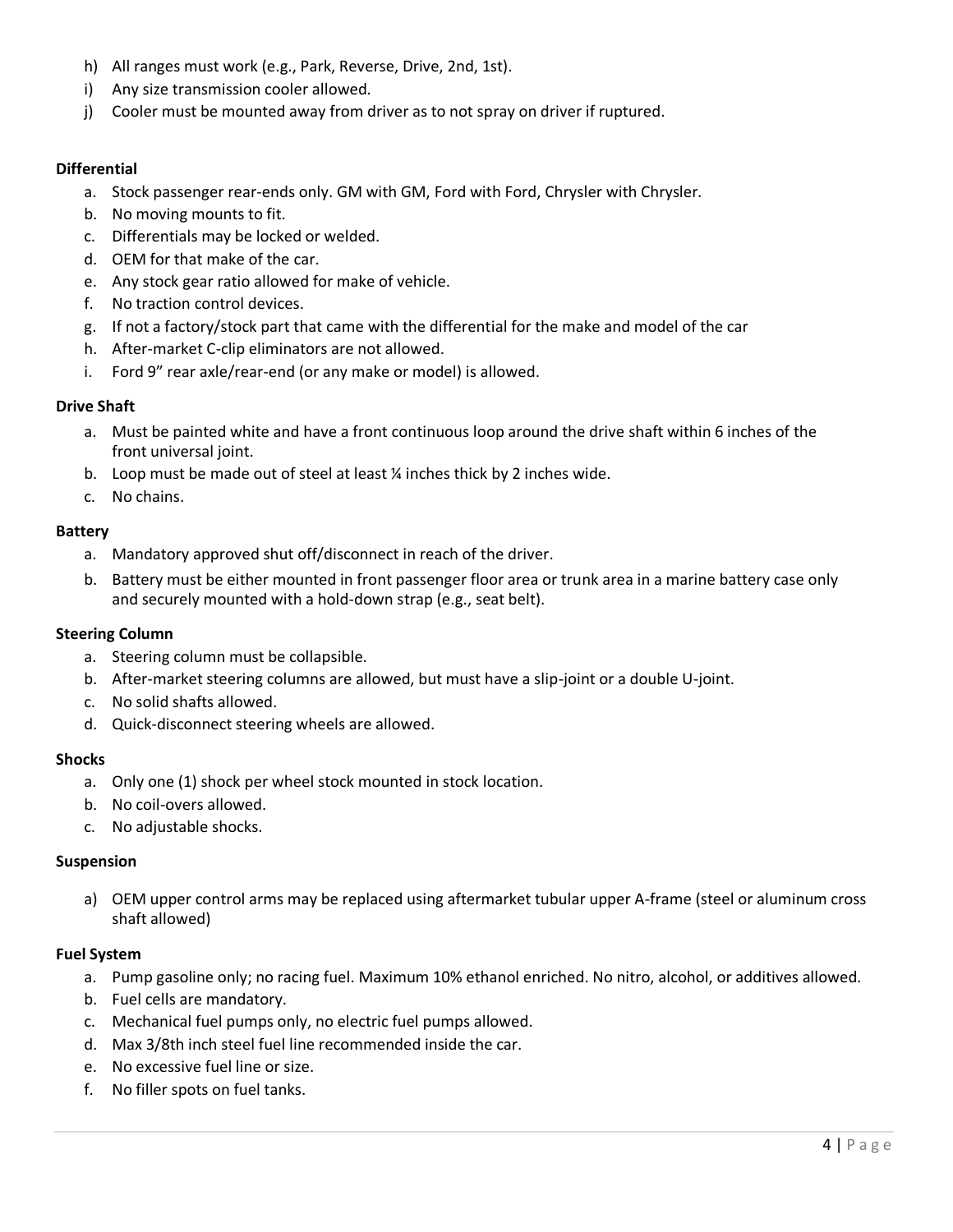h) All ranges must work (e.g., Park, Reverse, Drive, 2nd, 1st).
i) Any size transmission cooler allowed.
j) Cooler must be mounted away from driver as to not spray on driver if ruptured.

**Differential**

a. Stock passenger rear-ends only. GM with GM, Ford with Ford, Chrysler with Chrysler.
b. No moving mounts to fit.
c. Differentials may be locked or welded.
d. OEM for that make of the car.
e. Any stock gear ratio allowed for make of vehicle.
f. No traction control devices.
g. If not a factory/stock part that came with the differential for the make and model of the car
h. After-market C-clip eliminators are not allowed.
i. Ford 9" rear axle/rear-end (or any make or model) is allowed.

**Drive Shaft**

a. Must be painted white and have a front continuous loop around the drive shaft within 6 inches of the front universal joint.
b. Loop must be made out of steel at least ¼ inches thick by 2 inches wide.
c. No chains.

**Battery**

a. Mandatory approved shut off/disconnect in reach of the driver.
b. Battery must be either mounted in front passenger floor area or trunk area in a marine battery case only and securely mounted with a hold-down strap (e.g., seat belt).

**Steering Column**

a. Steering column must be collapsible.
b. After-market steering columns are allowed, but must have a slip-joint or a double U-joint.
c. No solid shafts allowed.
d. Quick-disconnect steering wheels are allowed.

**Shocks**

a. Only one (1) shock per wheel stock mounted in stock location.
b. No coil-overs allowed.
c. No adjustable shocks.

**Suspension**

a) OEM upper control arms may be replaced using aftermarket tubular upper A-frame (steel or aluminum cross shaft allowed)

**Fuel System**

a. Pump gasoline only; no racing fuel. Maximum 10% ethanol enriched. No nitro, alcohol, or additives allowed.
b. Fuel cells are mandatory.
c. Mechanical fuel pumps only, no electric fuel pumps allowed.
d. Max 3/8th inch steel fuel line recommended inside the car.
e. No excessive fuel line or size.
f. No filler spots on fuel tanks.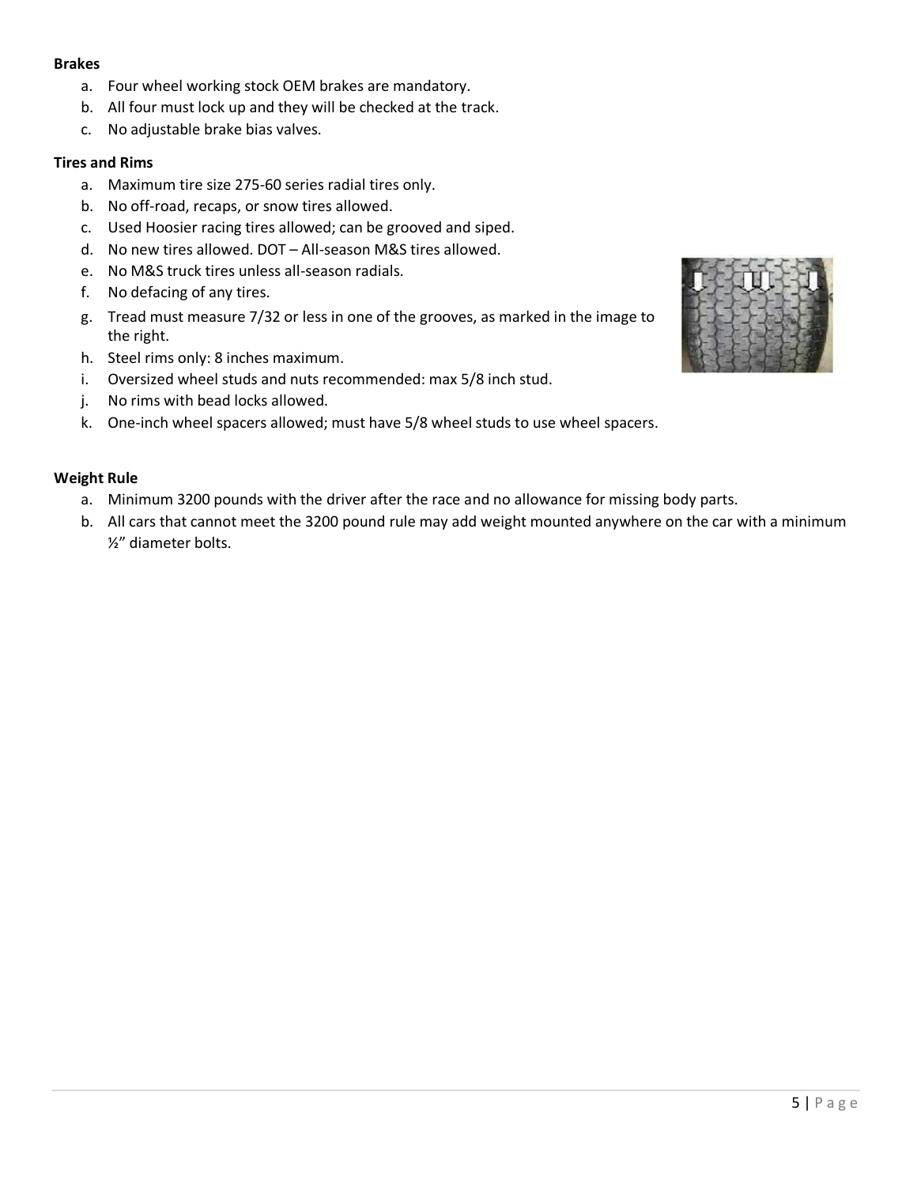**Brakes**

a. Four wheel working stock OEM brakes are mandatory.
b. All four must lock up and they will be checked at the track.
c. No adjustable brake bias valves.

**Tires and Rims**

a. Maximum tire size 275-60 series radial tires only.
b. No off-road, recaps, or snow tires allowed.
c. Used Hoosier racing tires allowed; can be grooved and siped.
d. No new tires allowed. DOT – All-season M&S tires allowed.
e. No M&S truck tires unless all-season radials.
f. No defacing of any tires.
g. Tread must measure 7/32 or less in one of the grooves, as marked in the image to the right.
h. Steel rims only: 8 inches maximum.
i. Oversized wheel studs and nuts recommended: max 5/8 inch stud.
j. No rims with bead locks allowed.
k. One-inch wheel spacers allowed; must have 5/8 wheel studs to use wheel spacers.

**Weight Rule**

a. Minimum 3200 pounds with the driver after the race and no allowance for missing body parts.
b. All cars that cannot meet the 3200 pound rule may add weight mounted anywhere on the car with a minimum ½" diameter bolts.